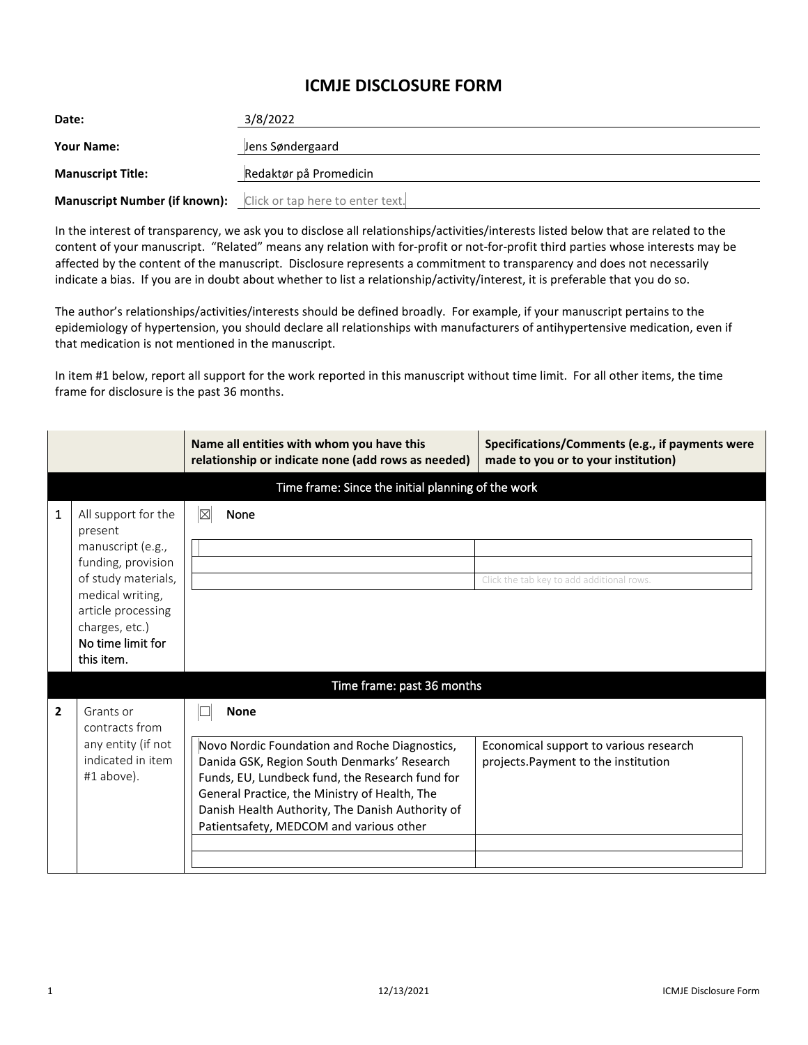# ICMJE DISCLOSURE FORM

**Date:** 3/8/2022

**Your Name:** Jens Søndergaard

**Manuscript Title:** Redaktør på Promedicin

**Manuscript Number (if known):** Click or tap here to enter text.

In the interest of transparency, we ask you to disclose all relationships/activities/interests listed below that are related to the content of your manuscript. "Related" means any relation with for-profit or not-for-profit third parties whose interests may be affected by the content of the manuscript. Disclosure represents a commitment to transparency and does not necessarily indicate a bias. If you are in doubt about whether to list a relationship/activity/interest, it is preferable that you do so.

The author's relationships/activities/interests should be defined broadly. For example, if your manuscript pertains to the epidemiology of hypertension, you should declare all relationships with manufacturers of antihypertensive medication, even if that medication is not mentioned in the manuscript.

In item #1 below, report all support for the work reported in this manuscript without time limit. For all other items, the time frame for disclosure is the past 36 months.

| | | **Name all entities with whom you have this relationship or indicate none (add rows as needed)** | **Specifications/Comments (e.g., if payments were made to you or to your institution)** |
|---|---|---|---|
| | | Time frame: Since the initial planning of the work | |
| **1** | All support for the present manuscript (e.g., funding, provision of study materials, medical writing, article processing charges, etc.) **No time limit for this item.** | ☒ None | |
| | | | |
| | | | |
| | | | Click the tab key to add additional rows. |
| | | Time frame: past 36 months | |
| **2** | Grants or contracts from any entity (if not indicated in item #1 above). | ☐ **None** | |
| | | Novo Nordic Foundation and Roche Diagnostics, Danida GSK, Region South Denmarks' Research Funds, EU, Lundbeck fund, the Research fund for General Practice, the Ministry of Health, The Danish Health Authority, The Danish Authority of Patientsafety, MEDCOM and various other | Economical support to various research projects.Payment to the institution |
| | | | |
| | | | |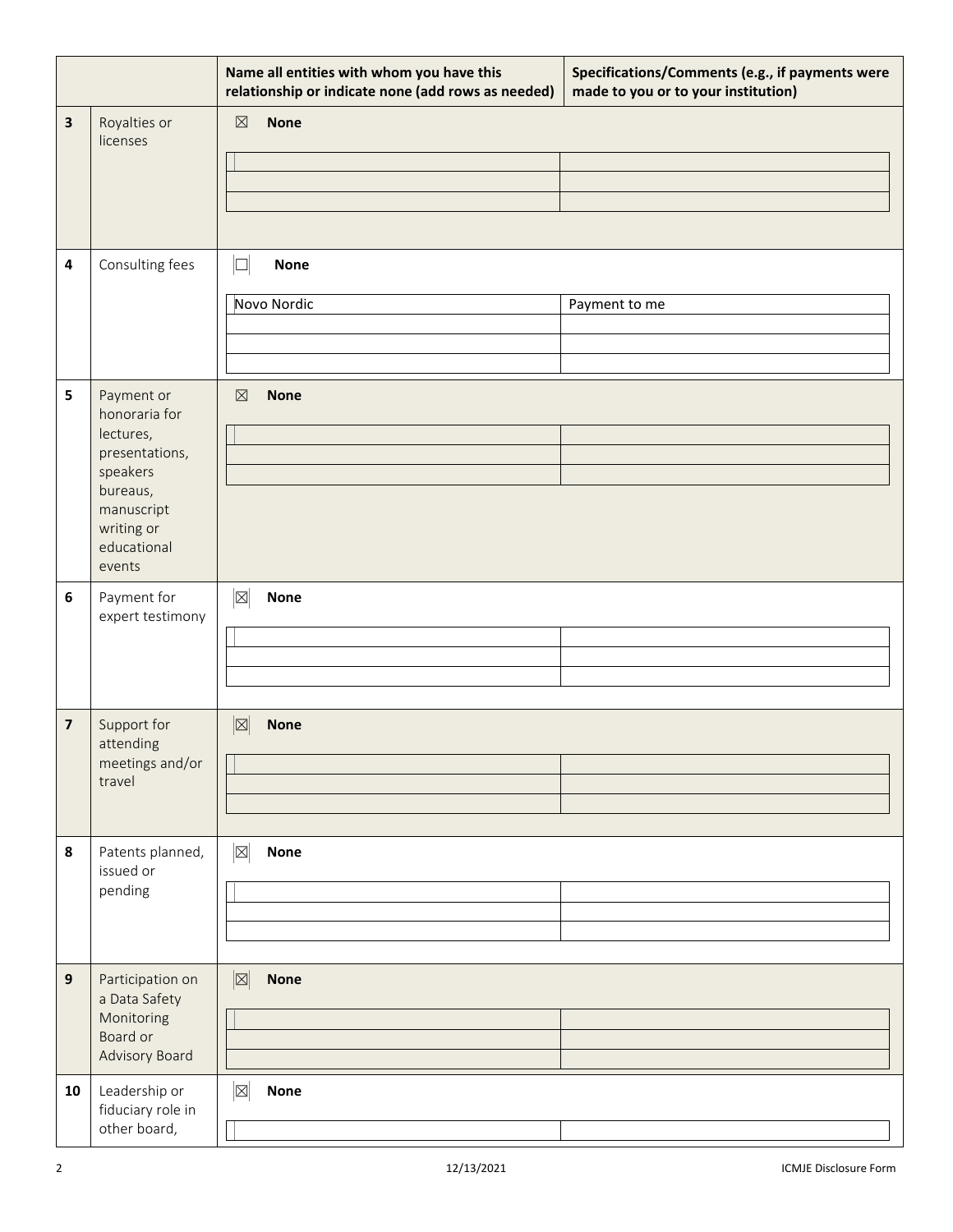| | | Name all entities with whom you have this relationship or indicate none (add rows as needed) | Specifications/Comments (e.g., if payments were made to you or to your institution) |
|---|---|---|---|
| **3** | Royalties or licenses | ☒ **None** | |
| | | | |
| | | | |
| | | | |
| **4** | Consulting fees | ☐ **None** | |
| | | Novo Nordic | Payment to me |
| | | | |
| | | | |
| | | | |
| **5** | Payment or honoraria for lectures, presentations, speakers bureaus, manuscript writing or educational events | ☒ **None** | |
| | | | |
| | | | |
| | | | |
| **6** | Payment for expert testimony | ☒ **None** | |
| | | | |
| | | | |
| | | | |
| **7** | Support for attending meetings and/or travel | ☒ **None** | |
| | | | |
| | | | |
| | | | |
| **8** | Patents planned, issued or pending | ☒ **None** | |
| | | | |
| | | | |
| | | | |
| **9** | Participation on a Data Safety Monitoring Board or Advisory Board | ☒ **None** | |
| | | | |
| | | | |
| | | | |
| **10** | Leadership or fiduciary role in other board, | ☒ **None** | |
| | | | |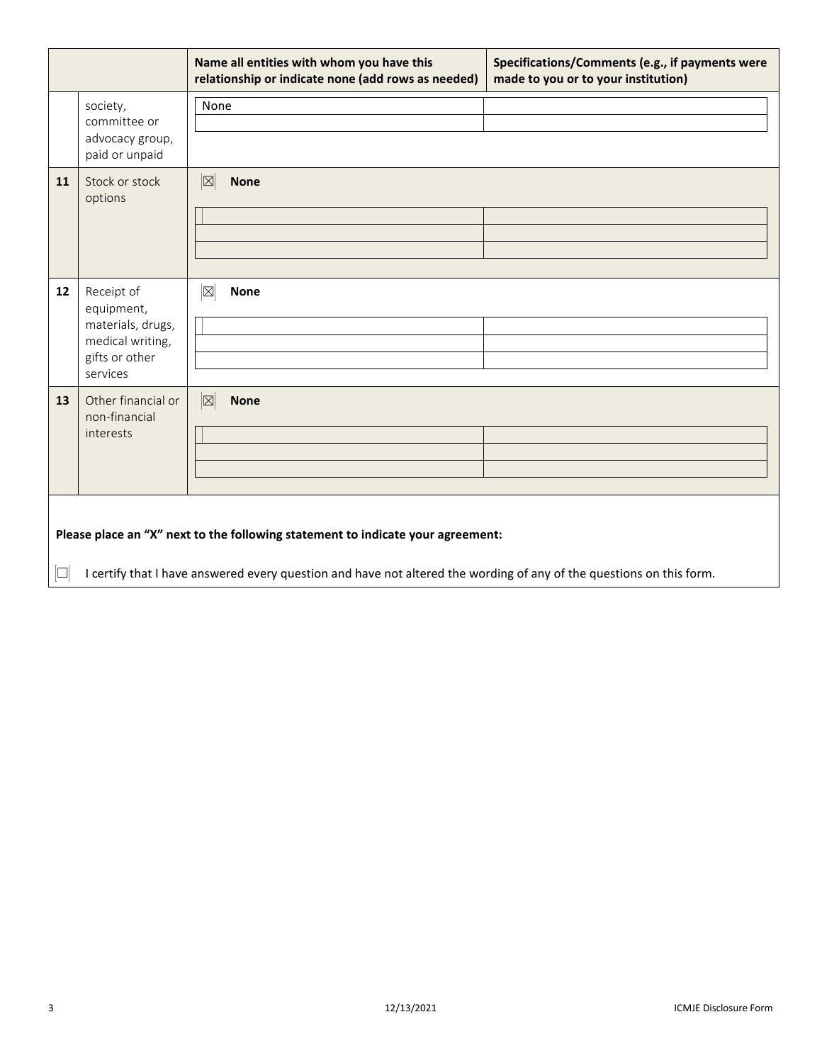| | | Name all entities with whom you have this relationship or indicate none (add rows as needed) | Specifications/Comments (e.g., if payments were made to you or to your institution) |
|---|---|---|---|
| | society, committee or advocacy group, paid or unpaid | None | |
| 11 | Stock or stock options | ☒ **None** | |
| 12 | Receipt of equipment, materials, drugs, medical writing, gifts or other services | ☒ **None** | |
| 13 | Other financial or non-financial interests | ☒ **None** | |

**Please place an "X" next to the following statement to indicate your agreement:**

☐ I certify that I have answered every question and have not altered the wording of any of the questions on this form.